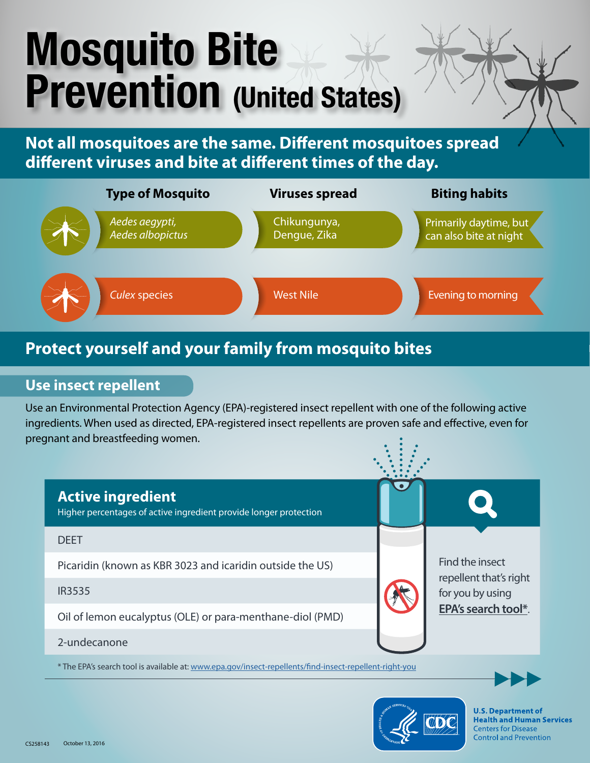# Mosquito Bite Prevention (United States)

## Not all mosquitoes are the same. Different mosquitoes spread different viruses and bite at different times of the day.

| Type of Mosquito | Viruses spread | Biting habits |
|---|---|---|
| *Aedes aegypti*, *Aedes albopictus* | Chikungunya, Dengue, Zika | Primarily daytime, but can also bite at night |
| *Culex* species | West Nile | Evening to morning |

## Protect yourself and your family from mosquito bites

### Use insect repellent

Use an Environmental Protection Agency (EPA)-registered insect repellent with one of the following active ingredients. When used as directed, EPA-registered insect repellents are proven safe and effective, even for pregnant and breastfeeding women.

| Active ingredient<br>Higher percentages of active ingredient provide longer protection |
|---|
| DEET |
| Picaridin (known as KBR 3023 and icaridin outside the US) |
| IR3535 |
| Oil of lemon eucalyptus (OLE) or para-menthane-diol (PMD) |
| 2-undecanone |

Find the insect repellent that's right for you by using **EPA's search tool***.

\* The EPA's search tool is available at: www.epa.gov/insect-repellents/find-insect-repellent-right-you

U.S. Department of Health and Human Services
Centers for Disease Control and Prevention

CS258143 October 13, 2016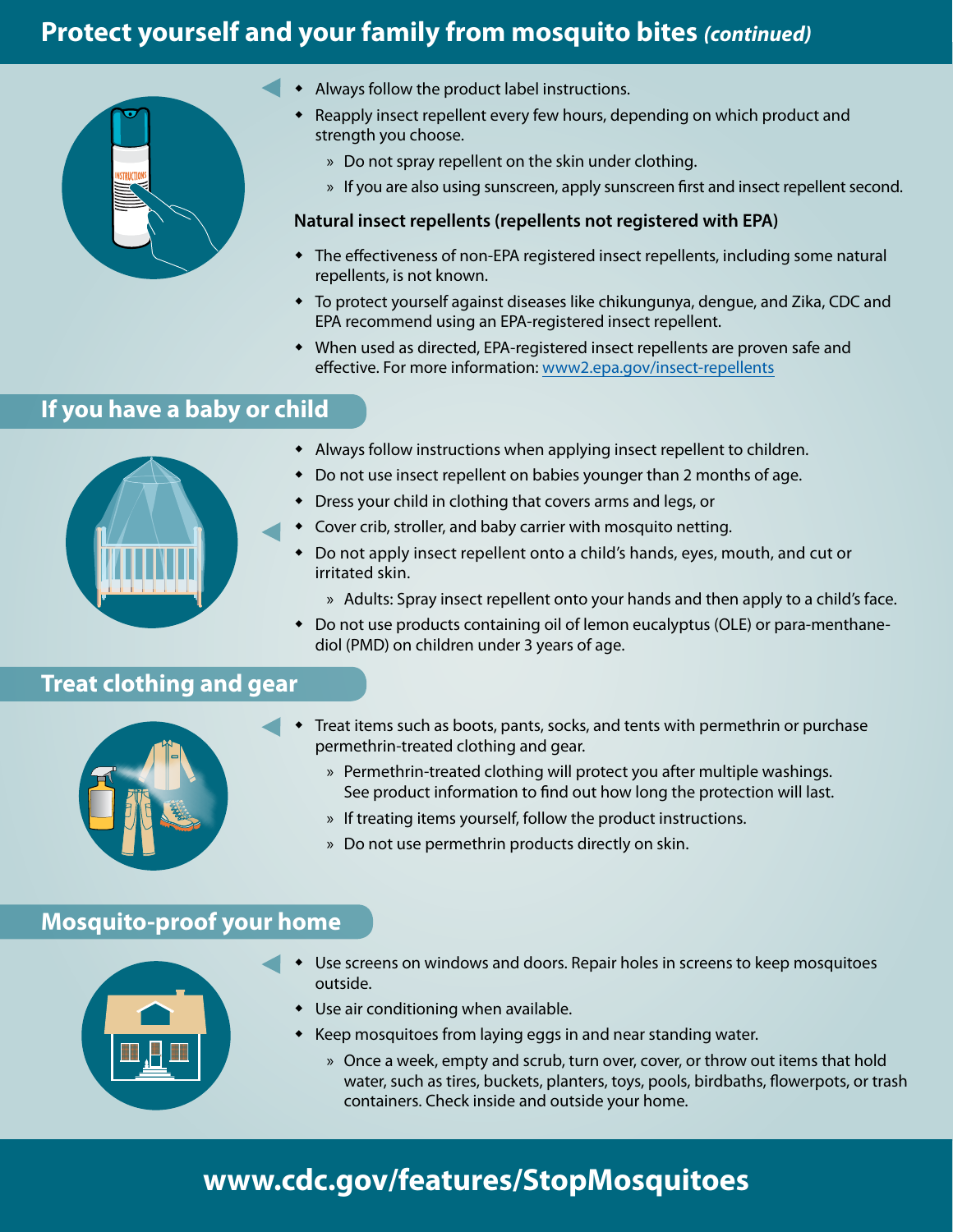# Protect yourself and your family from mosquito bites *(continued)*

- Always follow the product label instructions.
- Reapply insect repellent every few hours, depending on which product and strength you choose.
  - Do not spray repellent on the skin under clothing.
  - If you are also using sunscreen, apply sunscreen first and insect repellent second.

**Natural insect repellents (repellents not registered with EPA)**

- The effectiveness of non-EPA registered insect repellents, including some natural repellents, is not known.
- To protect yourself against diseases like chikungunya, dengue, and Zika, CDC and EPA recommend using an EPA-registered insect repellent.
- When used as directed, EPA-registered insect repellents are proven safe and effective. For more information: www2.epa.gov/insect-repellents

## If you have a baby or child

- Always follow instructions when applying insect repellent to children.
- Do not use insect repellent on babies younger than 2 months of age.
- Dress your child in clothing that covers arms and legs, or
- Cover crib, stroller, and baby carrier with mosquito netting.
- Do not apply insect repellent onto a child's hands, eyes, mouth, and cut or irritated skin.
  - Adults: Spray insect repellent onto your hands and then apply to a child's face.
- Do not use products containing oil of lemon eucalyptus (OLE) or para-menthane-diol (PMD) on children under 3 years of age.

## Treat clothing and gear

- Treat items such as boots, pants, socks, and tents with permethrin or purchase permethrin-treated clothing and gear.
  - Permethrin-treated clothing will protect you after multiple washings. See product information to find out how long the protection will last.
  - If treating items yourself, follow the product instructions.
  - Do not use permethrin products directly on skin.

## Mosquito-proof your home

- Use screens on windows and doors. Repair holes in screens to keep mosquitoes outside.
- Use air conditioning when available.
- Keep mosquitoes from laying eggs in and near standing water.
  - Once a week, empty and scrub, turn over, cover, or throw out items that hold water, such as tires, buckets, planters, toys, pools, birdbaths, flowerpots, or trash containers. Check inside and outside your home.

**www.cdc.gov/features/StopMosquitoes**